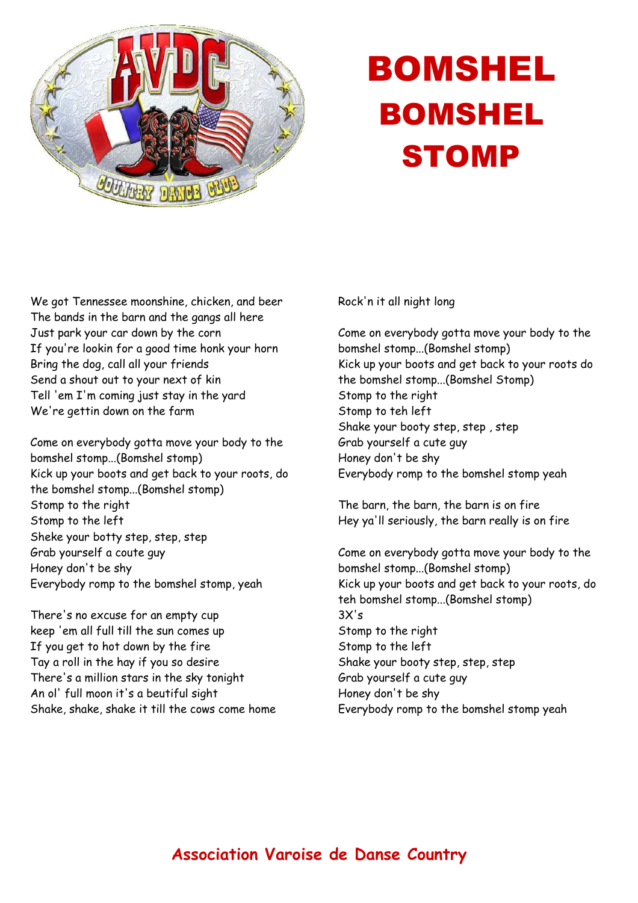# BOMSHEL BOMSHEL STOMP

We got Tennessee moonshine, chicken, and beer
The bands in the barn and the gangs all here
Just park your car down by the corn
If you're lookin for a good time honk your horn
Bring the dog, call all your friends
Send a shout out to your next of kin
Tell 'em I'm coming just stay in the yard
We're gettin down on the farm

Come on everybody gotta move your body to the bomshel stomp...(Bomshel stomp)
Kick up your boots and get back to your roots, do the bomshel stomp...(Bomshel stomp)
Stomp to the right
Stomp to the left
Sheke your botty step, step, step
Grab yourself a coute guy
Honey don't be shy
Everybody romp to the bomshel stomp, yeah

There's no excuse for an empty cup
keep 'em all full till the sun comes up
If you get to hot down by the fire
Tay a roll in the hay if you so desire
There's a million stars in the sky tonight
An ol' full moon it's a beutiful sight
Shake, shake, shake it till the cows come home
Rock'n it all night long

Come on everybody gotta move your body to the bomshel stomp...(Bomshel stomp)
Kick up your boots and get back to your roots do the bomshel stomp...(Bomshel Stomp)
Stomp to the right
Stomp to teh left
Shake your booty step, step , step
Grab yourself a cute guy
Honey don't be shy
Everybody romp to the bomshel stomp yeah

The barn, the barn, the barn is on fire
Hey ya'll seriously, the barn really is on fire

Come on everybody gotta move your body to the bomshel stomp...(Bomshel stomp)
Kick up your boots and get back to your roots, do teh bomshel stomp...(Bomshel stomp)
3X's
Stomp to the right
Stomp to the left
Shake your booty step, step, step
Grab yourself a cute guy
Honey don't be shy
Everybody romp to the bomshel stomp yeah

**Association Varoise de Danse Country**